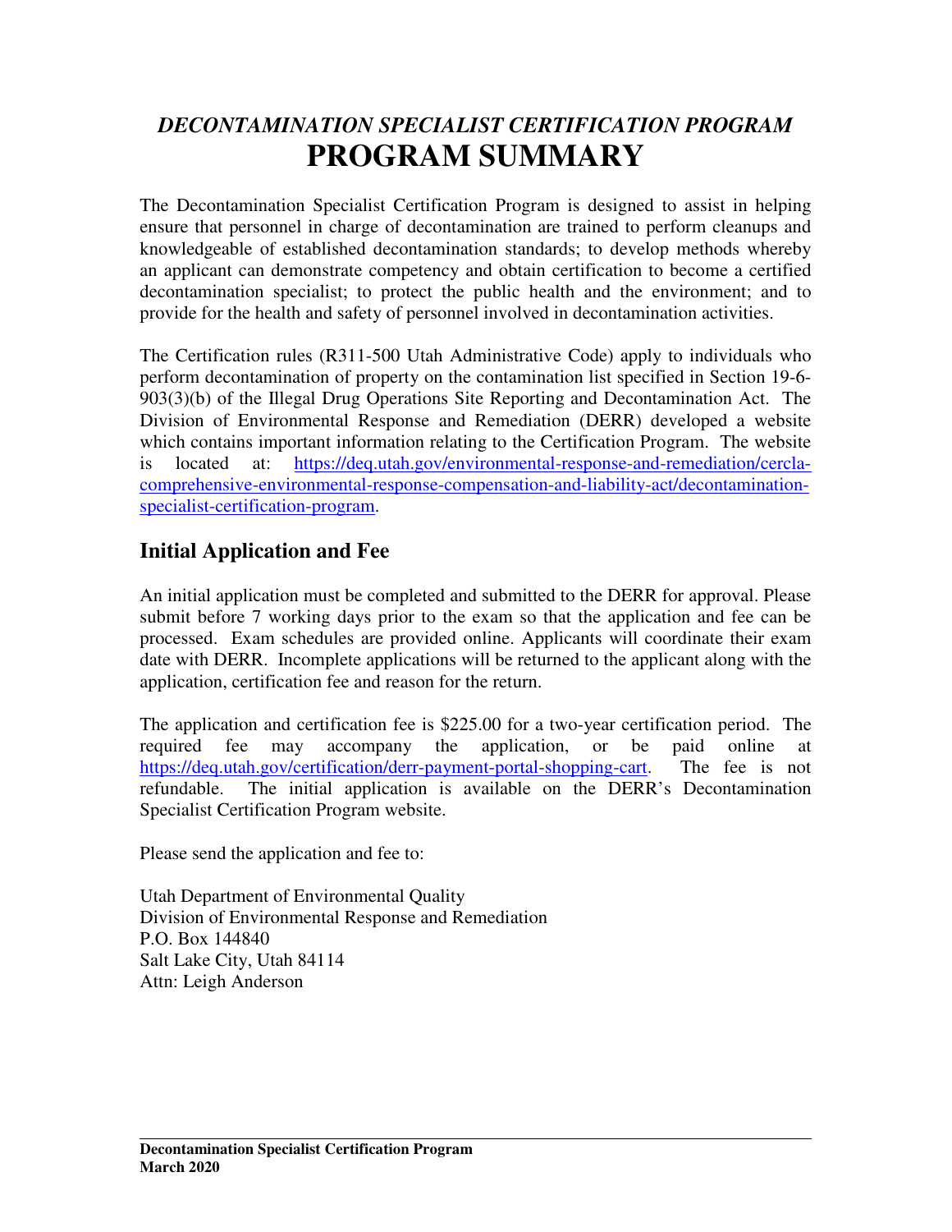# *DECONTAMINATION SPECIALIST CERTIFICATION PROGRAM*
# PROGRAM SUMMARY

The Decontamination Specialist Certification Program is designed to assist in helping ensure that personnel in charge of decontamination are trained to perform cleanups and knowledgeable of established decontamination standards; to develop methods whereby an applicant can demonstrate competency and obtain certification to become a certified decontamination specialist; to protect the public health and the environment; and to provide for the health and safety of personnel involved in decontamination activities.

The Certification rules (R311-500 Utah Administrative Code) apply to individuals who perform decontamination of property on the contamination list specified in Section 19-6-903(3)(b) of the Illegal Drug Operations Site Reporting and Decontamination Act. The Division of Environmental Response and Remediation (DERR) developed a website which contains important information relating to the Certification Program. The website is located at: [https://deq.utah.gov/environmental-response-and-remediation/cercla-comprehensive-environmental-response-compensation-and-liability-act/decontamination-specialist-certification-program](https://deq.utah.gov/environmental-response-and-remediation/cercla-comprehensive-environmental-response-compensation-and-liability-act/decontamination-specialist-certification-program).

## Initial Application and Fee

An initial application must be completed and submitted to the DERR for approval. Please submit before 7 working days prior to the exam so that the application and fee can be processed. Exam schedules are provided online. Applicants will coordinate their exam date with DERR. Incomplete applications will be returned to the applicant along with the application, certification fee and reason for the return.

The application and certification fee is $225.00 for a two-year certification period. The required fee may accompany the application, or be paid online at [https://deq.utah.gov/certification/derr-payment-portal-shopping-cart](https://deq.utah.gov/certification/derr-payment-portal-shopping-cart). The fee is not refundable. The initial application is available on the DERR's Decontamination Specialist Certification Program website.

Please send the application and fee to:

Utah Department of Environmental Quality
Division of Environmental Response and Remediation
P.O. Box 144840
Salt Lake City, Utah 84114
Attn: Leigh Anderson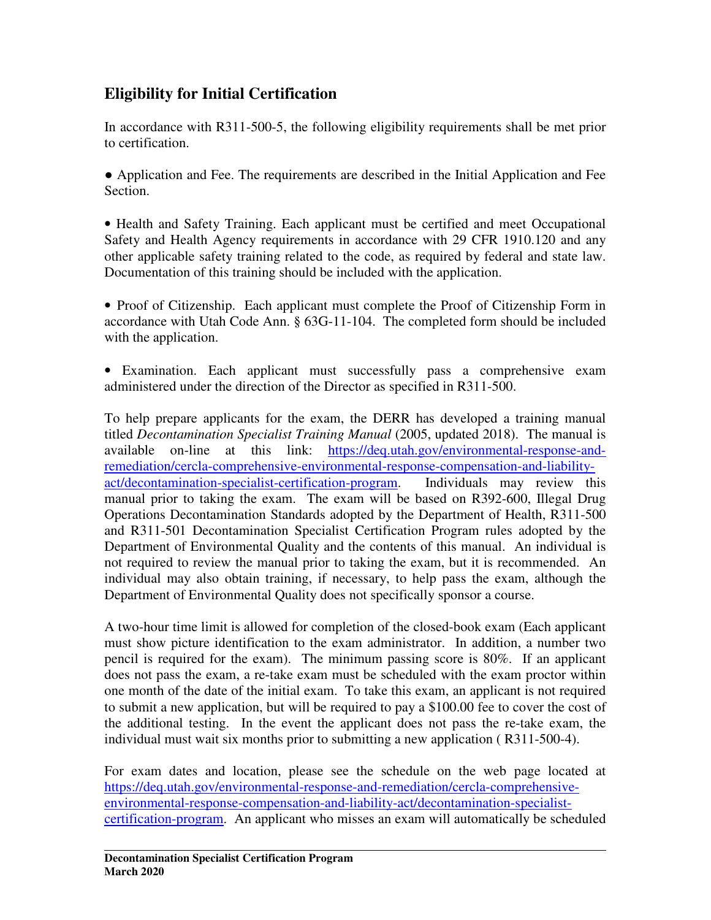## Eligibility for Initial Certification

In accordance with R311-500-5, the following eligibility requirements shall be met prior to certification.

- Application and Fee. The requirements are described in the Initial Application and Fee Section.

- Health and Safety Training. Each applicant must be certified and meet Occupational Safety and Health Agency requirements in accordance with 29 CFR 1910.120 and any other applicable safety training related to the code, as required by federal and state law. Documentation of this training should be included with the application.

- Proof of Citizenship. Each applicant must complete the Proof of Citizenship Form in accordance with Utah Code Ann. § 63G-11-104. The completed form should be included with the application.

- Examination. Each applicant must successfully pass a comprehensive exam administered under the direction of the Director as specified in R311-500.

To help prepare applicants for the exam, the DERR has developed a training manual titled *Decontamination Specialist Training Manual* (2005, updated 2018). The manual is available on-line at this link: [https://deq.utah.gov/environmental-response-and-remediation/cercla-comprehensive-environmental-response-compensation-and-liability-act/decontamination-specialist-certification-program](https://deq.utah.gov/environmental-response-and-remediation/cercla-comprehensive-environmental-response-compensation-and-liability-act/decontamination-specialist-certification-program). Individuals may review this manual prior to taking the exam. The exam will be based on R392-600, Illegal Drug Operations Decontamination Standards adopted by the Department of Health, R311-500 and R311-501 Decontamination Specialist Certification Program rules adopted by the Department of Environmental Quality and the contents of this manual. An individual is not required to review the manual prior to taking the exam, but it is recommended. An individual may also obtain training, if necessary, to help pass the exam, although the Department of Environmental Quality does not specifically sponsor a course.

A two-hour time limit is allowed for completion of the closed-book exam (Each applicant must show picture identification to the exam administrator. In addition, a number two pencil is required for the exam). The minimum passing score is 80%. If an applicant does not pass the exam, a re-take exam must be scheduled with the exam proctor within one month of the date of the initial exam. To take this exam, an applicant is not required to submit a new application, but will be required to pay a $100.00 fee to cover the cost of the additional testing. In the event the applicant does not pass the re-take exam, the individual must wait six months prior to submitting a new application ( R311-500-4).

For exam dates and location, please see the schedule on the web page located at [https://deq.utah.gov/environmental-response-and-remediation/cercla-comprehensive-environmental-response-compensation-and-liability-act/decontamination-specialist-certification-program](https://deq.utah.gov/environmental-response-and-remediation/cercla-comprehensive-environmental-response-compensation-and-liability-act/decontamination-specialist-certification-program). An applicant who misses an exam will automatically be scheduled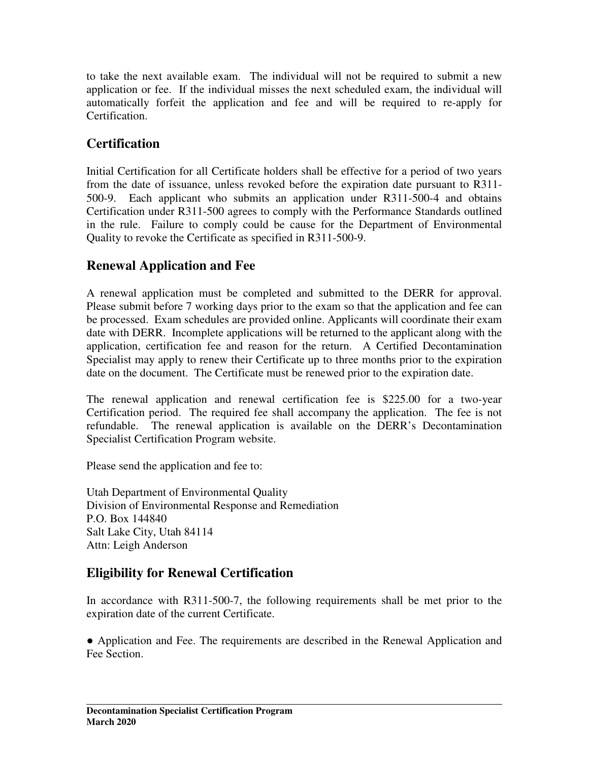to take the next available exam. The individual will not be required to submit a new application or fee. If the individual misses the next scheduled exam, the individual will automatically forfeit the application and fee and will be required to re-apply for Certification.

## Certification

Initial Certification for all Certificate holders shall be effective for a period of two years from the date of issuance, unless revoked before the expiration date pursuant to R311-500-9. Each applicant who submits an application under R311-500-4 and obtains Certification under R311-500 agrees to comply with the Performance Standards outlined in the rule. Failure to comply could be cause for the Department of Environmental Quality to revoke the Certificate as specified in R311-500-9.

## Renewal Application and Fee

A renewal application must be completed and submitted to the DERR for approval. Please submit before 7 working days prior to the exam so that the application and fee can be processed. Exam schedules are provided online. Applicants will coordinate their exam date with DERR. Incomplete applications will be returned to the applicant along with the application, certification fee and reason for the return. A Certified Decontamination Specialist may apply to renew their Certificate up to three months prior to the expiration date on the document. The Certificate must be renewed prior to the expiration date.

The renewal application and renewal certification fee is $225.00 for a two-year Certification period. The required fee shall accompany the application. The fee is not refundable. The renewal application is available on the DERR's Decontamination Specialist Certification Program website.

Please send the application and fee to:

Utah Department of Environmental Quality  
Division of Environmental Response and Remediation  
P.O. Box 144840  
Salt Lake City, Utah 84114  
Attn: Leigh Anderson

## Eligibility for Renewal Certification

In accordance with R311-500-7, the following requirements shall be met prior to the expiration date of the current Certificate.

● Application and Fee. The requirements are described in the Renewal Application and Fee Section.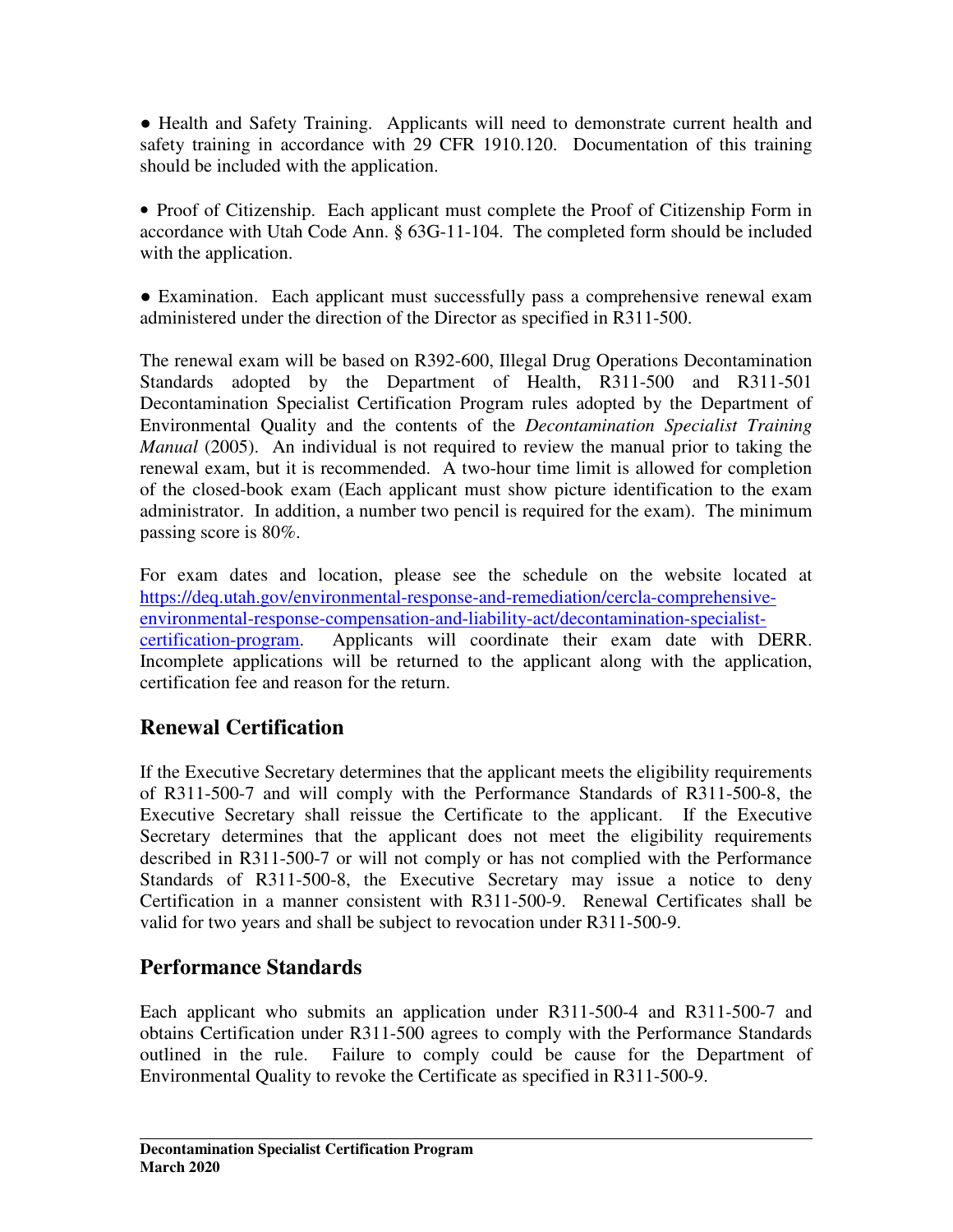- Health and Safety Training. Applicants will need to demonstrate current health and safety training in accordance with 29 CFR 1910.120. Documentation of this training should be included with the application.

- Proof of Citizenship. Each applicant must complete the Proof of Citizenship Form in accordance with Utah Code Ann. § 63G-11-104. The completed form should be included with the application.

- Examination. Each applicant must successfully pass a comprehensive renewal exam administered under the direction of the Director as specified in R311-500.

The renewal exam will be based on R392-600, Illegal Drug Operations Decontamination Standards adopted by the Department of Health, R311-500 and R311-501 Decontamination Specialist Certification Program rules adopted by the Department of Environmental Quality and the contents of the *Decontamination Specialist Training Manual* (2005). An individual is not required to review the manual prior to taking the renewal exam, but it is recommended. A two-hour time limit is allowed for completion of the closed-book exam (Each applicant must show picture identification to the exam administrator. In addition, a number two pencil is required for the exam). The minimum passing score is 80%.

For exam dates and location, please see the schedule on the website located at [https://deq.utah.gov/environmental-response-and-remediation/cercla-comprehensive-environmental-response-compensation-and-liability-act/decontamination-specialist-certification-program](https://deq.utah.gov/environmental-response-and-remediation/cercla-comprehensive-environmental-response-compensation-and-liability-act/decontamination-specialist-certification-program). Applicants will coordinate their exam date with DERR. Incomplete applications will be returned to the applicant along with the application, certification fee and reason for the return.

## Renewal Certification

If the Executive Secretary determines that the applicant meets the eligibility requirements of R311-500-7 and will comply with the Performance Standards of R311-500-8, the Executive Secretary shall reissue the Certificate to the applicant. If the Executive Secretary determines that the applicant does not meet the eligibility requirements described in R311-500-7 or will not comply or has not complied with the Performance Standards of R311-500-8, the Executive Secretary may issue a notice to deny Certification in a manner consistent with R311-500-9. Renewal Certificates shall be valid for two years and shall be subject to revocation under R311-500-9.

## Performance Standards

Each applicant who submits an application under R311-500-4 and R311-500-7 and obtains Certification under R311-500 agrees to comply with the Performance Standards outlined in the rule. Failure to comply could be cause for the Department of Environmental Quality to revoke the Certificate as specified in R311-500-9.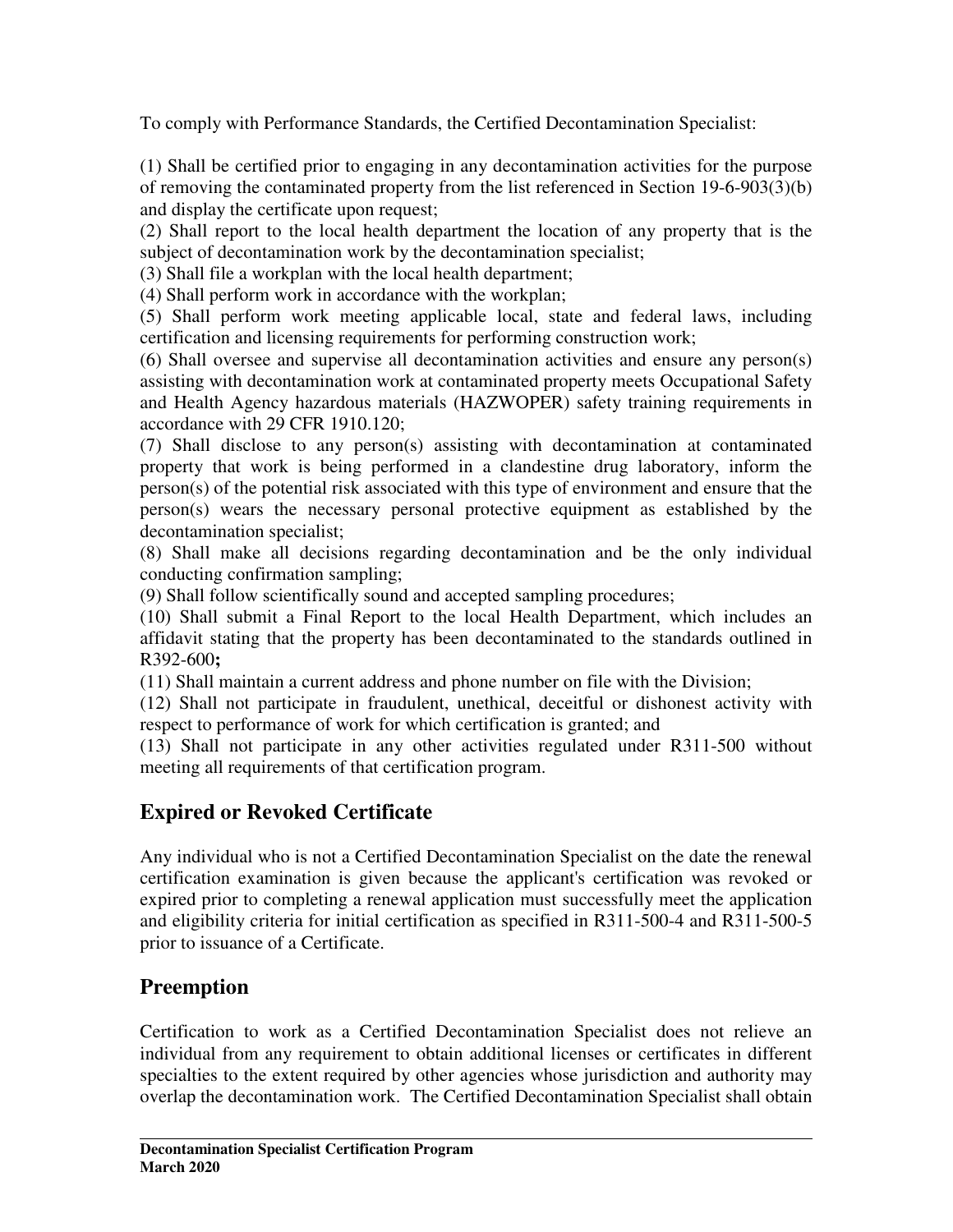To comply with Performance Standards, the Certified Decontamination Specialist:

(1) Shall be certified prior to engaging in any decontamination activities for the purpose of removing the contaminated property from the list referenced in Section 19-6-903(3)(b) and display the certificate upon request;
(2) Shall report to the local health department the location of any property that is the subject of decontamination work by the decontamination specialist;
(3) Shall file a workplan with the local health department;
(4) Shall perform work in accordance with the workplan;
(5) Shall perform work meeting applicable local, state and federal laws, including certification and licensing requirements for performing construction work;
(6) Shall oversee and supervise all decontamination activities and ensure any person(s) assisting with decontamination work at contaminated property meets Occupational Safety and Health Agency hazardous materials (HAZWOPER) safety training requirements in accordance with 29 CFR 1910.120;
(7) Shall disclose to any person(s) assisting with decontamination at contaminated property that work is being performed in a clandestine drug laboratory, inform the person(s) of the potential risk associated with this type of environment and ensure that the person(s) wears the necessary personal protective equipment as established by the decontamination specialist;
(8) Shall make all decisions regarding decontamination and be the only individual conducting confirmation sampling;
(9) Shall follow scientifically sound and accepted sampling procedures;
(10) Shall submit a Final Report to the local Health Department, which includes an affidavit stating that the property has been decontaminated to the standards outlined in R392-600**;**
(11) Shall maintain a current address and phone number on file with the Division;
(12) Shall not participate in fraudulent, unethical, deceitful or dishonest activity with respect to performance of work for which certification is granted; and
(13) Shall not participate in any other activities regulated under R311-500 without meeting all requirements of that certification program.

## Expired or Revoked Certificate

Any individual who is not a Certified Decontamination Specialist on the date the renewal certification examination is given because the applicant's certification was revoked or expired prior to completing a renewal application must successfully meet the application and eligibility criteria for initial certification as specified in R311-500-4 and R311-500-5 prior to issuance of a Certificate.

## Preemption

Certification to work as a Certified Decontamination Specialist does not relieve an individual from any requirement to obtain additional licenses or certificates in different specialties to the extent required by other agencies whose jurisdiction and authority may overlap the decontamination work. The Certified Decontamination Specialist shall obtain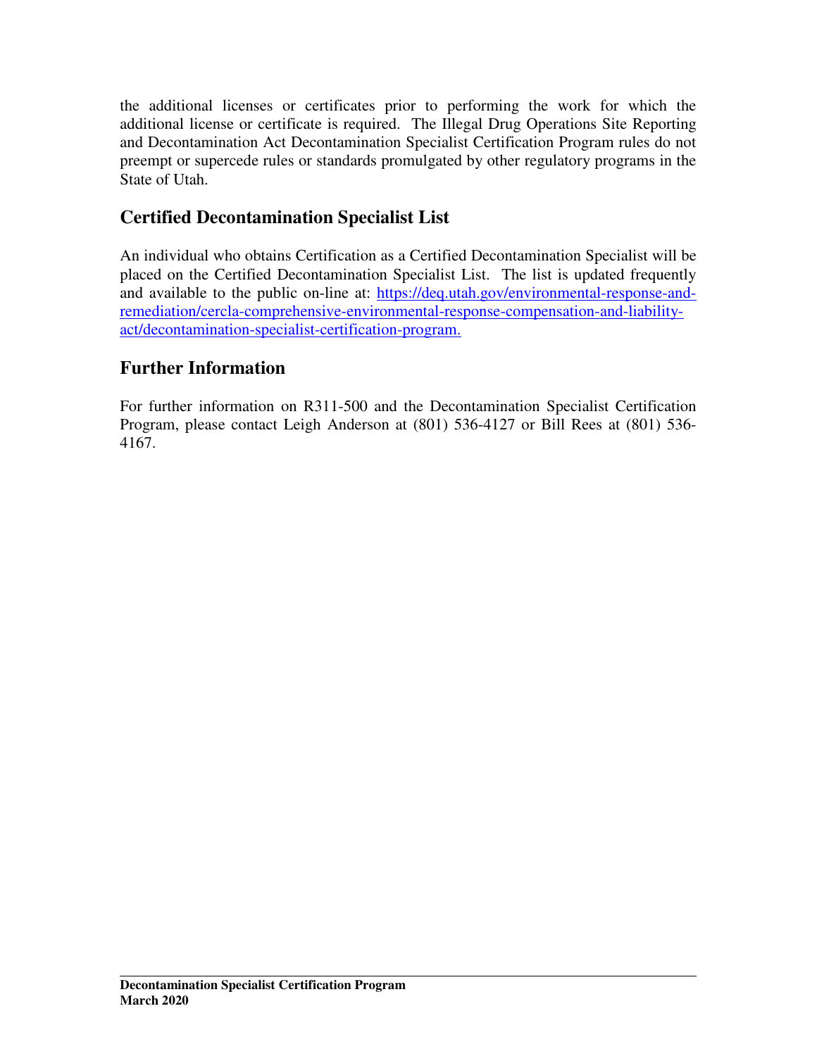the additional licenses or certificates prior to performing the work for which the additional license or certificate is required. The Illegal Drug Operations Site Reporting and Decontamination Act Decontamination Specialist Certification Program rules do not preempt or supercede rules or standards promulgated by other regulatory programs in the State of Utah.

## Certified Decontamination Specialist List

An individual who obtains Certification as a Certified Decontamination Specialist will be placed on the Certified Decontamination Specialist List. The list is updated frequently and available to the public on-line at: [https://deq.utah.gov/environmental-response-and-remediation/cercla-comprehensive-environmental-response-compensation-and-liability-act/decontamination-specialist-certification-program.](https://deq.utah.gov/environmental-response-and-remediation/cercla-comprehensive-environmental-response-compensation-and-liability-act/decontamination-specialist-certification-program)

## Further Information

For further information on R311-500 and the Decontamination Specialist Certification Program, please contact Leigh Anderson at (801) 536-4127 or Bill Rees at (801) 536-4167.